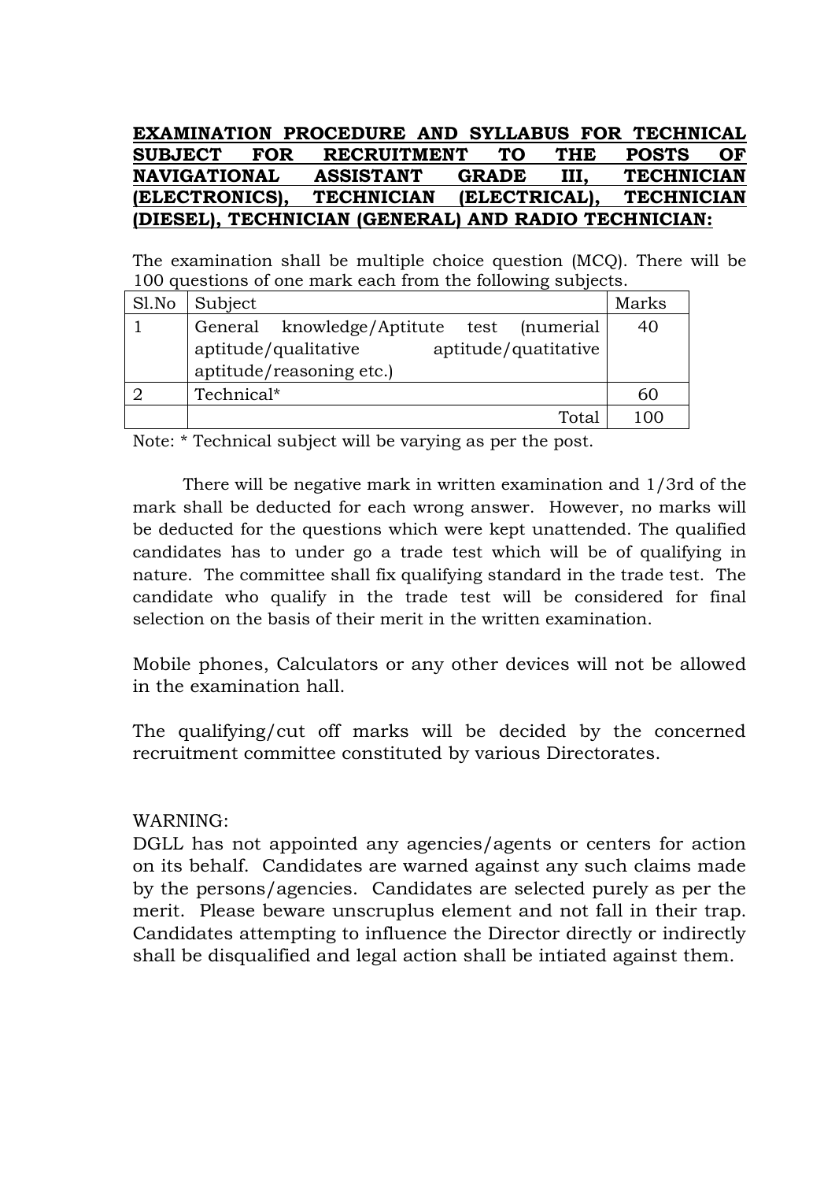**EXAMINATION PROCEDURE AND SYLLABUS FOR TECHNICAL SUBJECT FOR RECRUITMENT TO THE POSTS OF NAVIGATIONAL ASSISTANT GRADE III, TECHNICIAN (ELECTRONICS), TECHNICIAN (ELECTRICAL), TECHNICIAN (DIESEL), TECHNICIAN (GENERAL) AND RADIO TECHNICIAN:**

The examination shall be multiple choice question (MCQ). There will be 100 questions of one mark each from the following subjects.

| Sl.No | Subject | Marks |
|---|---|---|
| 1 | General knowledge/Aptitute test (numerial aptitude/qualitative aptitude/quatitative aptitude/reasoning etc.) | 40 |
| 2 | Technical* | 60 |
| | Total | 100 |

Note: * Technical subject will be varying as per the post.

There will be negative mark in written examination and 1/3rd of the mark shall be deducted for each wrong answer. However, no marks will be deducted for the questions which were kept unattended. The qualified candidates has to under go a trade test which will be of qualifying in nature. The committee shall fix qualifying standard in the trade test. The candidate who qualify in the trade test will be considered for final selection on the basis of their merit in the written examination.

Mobile phones, Calculators or any other devices will not be allowed in the examination hall.

The qualifying/cut off marks will be decided by the concerned recruitment committee constituted by various Directorates.

WARNING:

DGLL has not appointed any agencies/agents or centers for action on its behalf. Candidates are warned against any such claims made by the persons/agencies. Candidates are selected purely as per the merit. Please beware unscruplus element and not fall in their trap. Candidates attempting to influence the Director directly or indirectly shall be disqualified and legal action shall be intiated against them.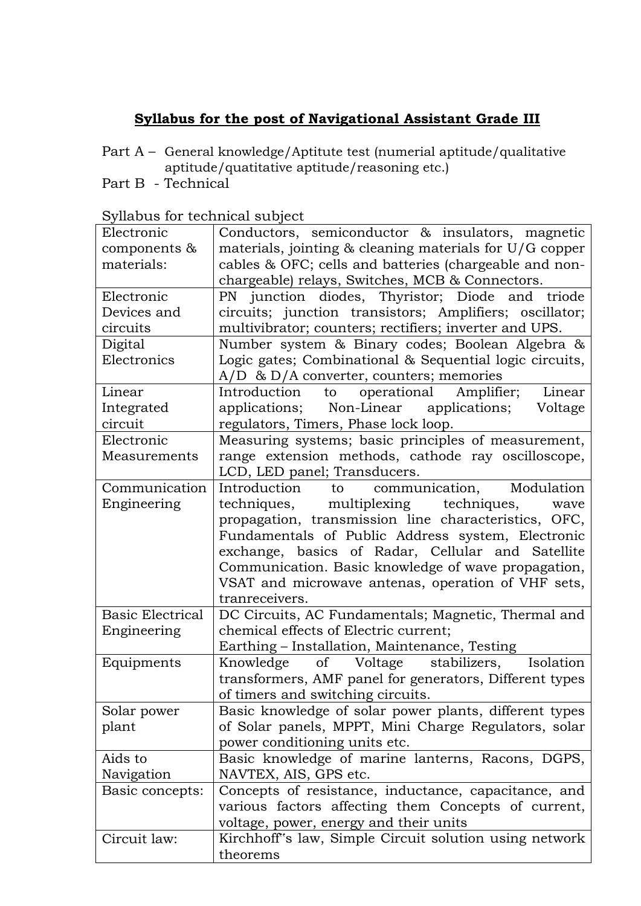# Syllabus for the post of Navigational Assistant Grade III

Part A – General knowledge/Aptitute test (numerial aptitude/qualitative aptitude/quatitative aptitude/reasoning etc.)

Part B - Technical

Syllabus for technical subject

| Electronic components & materials: | Conductors, semiconductor & insulators, magnetic materials, jointing & cleaning materials for U/G copper cables & OFC; cells and batteries (chargeable and non-chargeable) relays, Switches, MCB & Connectors. |
|---|---|
| Electronic Devices and circuits | PN junction diodes, Thyristor; Diode and triode circuits; junction transistors; Amplifiers; oscillator; multivibrator; counters; rectifiers; inverter and UPS. |
| Digital Electronics | Number system & Binary codes; Boolean Algebra & Logic gates; Combinational & Sequential logic circuits, A/D & D/A converter, counters; memories |
| Linear Integrated circuit | Introduction to operational Amplifier; Linear applications; Non-Linear applications; Voltage regulators, Timers, Phase lock loop. |
| Electronic Measurements | Measuring systems; basic principles of measurement, range extension methods, cathode ray oscilloscope, LCD, LED panel; Transducers. |
| Communication Engineering | Introduction to communication, Modulation techniques, multiplexing techniques, wave propagation, transmission line characteristics, OFC, Fundamentals of Public Address system, Electronic exchange, basics of Radar, Cellular and Satellite Communication. Basic knowledge of wave propagation, VSAT and microwave antenas, operation of VHF sets, tranreceivers. |
| Basic Electrical Engineering | DC Circuits, AC Fundamentals; Magnetic, Thermal and chemical effects of Electric current; Earthing – Installation, Maintenance, Testing |
| Equipments | Knowledge of Voltage stabilizers, Isolation transformers, AMF panel for generators, Different types of timers and switching circuits. |
| Solar power plant | Basic knowledge of solar power plants, different types of Solar panels, MPPT, Mini Charge Regulators, solar power conditioning units etc. |
| Aids to Navigation | Basic knowledge of marine lanterns, Racons, DGPS, NAVTEX, AIS, GPS etc. |
| Basic concepts: | Concepts of resistance, inductance, capacitance, and various factors affecting them Concepts of current, voltage, power, energy and their units |
| Circuit law: | Kirchhoff"s law, Simple Circuit solution using network theorems |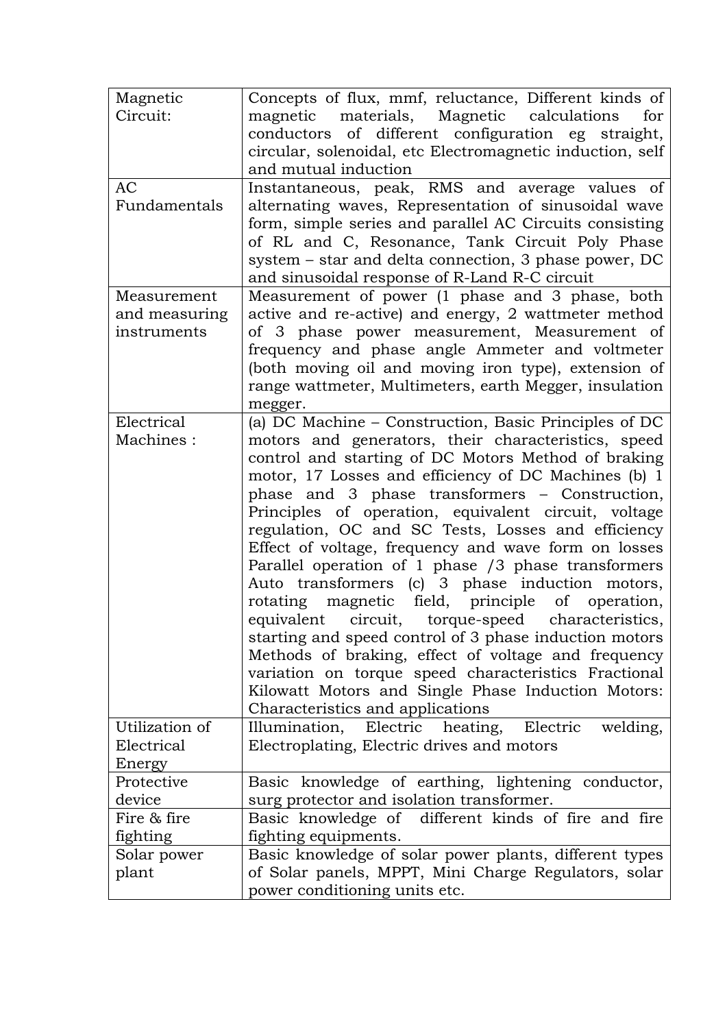| | |
|---|---|
| Magnetic Circuit: | Concepts of flux, mmf, reluctance, Different kinds of magnetic materials, Magnetic calculations for conductors of different configuration eg straight, circular, solenoidal, etc Electromagnetic induction, self and mutual induction |
| AC Fundamentals | Instantaneous, peak, RMS and average values of alternating waves, Representation of sinusoidal wave form, simple series and parallel AC Circuits consisting of RL and C, Resonance, Tank Circuit Poly Phase system – star and delta connection, 3 phase power, DC and sinusoidal response of R-Land R-C circuit |
| Measurement and measuring instruments | Measurement of power (1 phase and 3 phase, both active and re-active) and energy, 2 wattmeter method of 3 phase power measurement, Measurement of frequency and phase angle Ammeter and voltmeter (both moving oil and moving iron type), extension of range wattmeter, Multimeters, earth Megger, insulation megger. |
| Electrical Machines : | (a) DC Machine – Construction, Basic Principles of DC motors and generators, their characteristics, speed control and starting of DC Motors Method of braking motor, 17 Losses and efficiency of DC Machines (b) 1 phase and 3 phase transformers – Construction, Principles of operation, equivalent circuit, voltage regulation, OC and SC Tests, Losses and efficiency Effect of voltage, frequency and wave form on losses Parallel operation of 1 phase /3 phase transformers Auto transformers (c) 3 phase induction motors, rotating magnetic field, principle of operation, equivalent circuit, torque-speed characteristics, starting and speed control of 3 phase induction motors Methods of braking, effect of voltage and frequency variation on torque speed characteristics Fractional Kilowatt Motors and Single Phase Induction Motors: Characteristics and applications |
| Utilization of Electrical Energy | Illumination, Electric heating, Electric welding, Electroplating, Electric drives and motors |
| Protective device | Basic knowledge of earthing, lightening conductor, surg protector and isolation transformer. |
| Fire & fire fighting | Basic knowledge of different kinds of fire and fire fighting equipments. |
| Solar power plant | Basic knowledge of solar power plants, different types of Solar panels, MPPT, Mini Charge Regulators, solar power conditioning units etc. |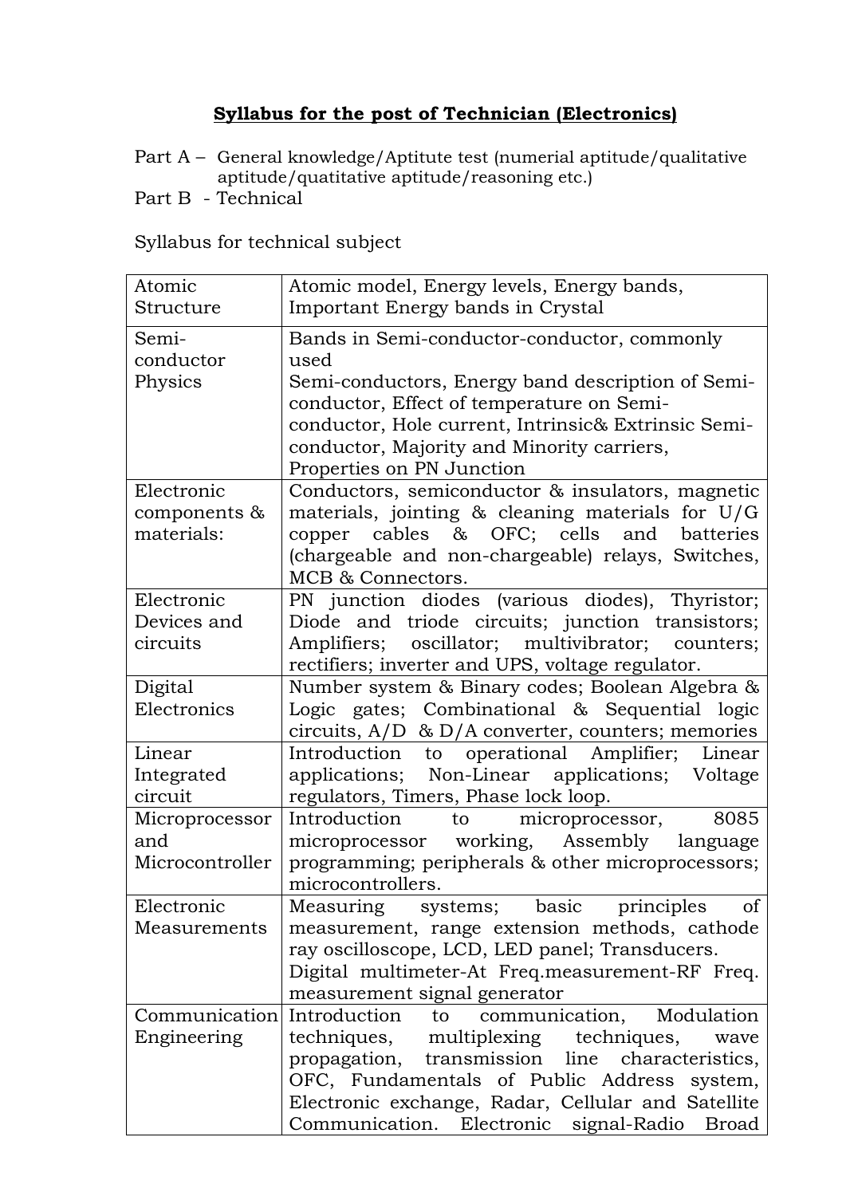## Syllabus for the post of Technician (Electronics)

Part A – General knowledge/Aptitute test (numerial aptitude/qualitative aptitude/quatitative aptitude/reasoning etc.)

Part B - Technical

Syllabus for technical subject

| | |
|---|---|
| Atomic Structure | Atomic model, Energy levels, Energy bands, Important Energy bands in Crystal |
| Semi-conductor Physics | Bands in Semi-conductor-conductor, commonly used Semi-conductors, Energy band description of Semi-conductor, Effect of temperature on Semi-conductor, Hole current, Intrinsic& Extrinsic Semi-conductor, Majority and Minority carriers, Properties on PN Junction |
| Electronic components & materials: | Conductors, semiconductor & insulators, magnetic materials, jointing & cleaning materials for U/G copper cables & OFC; cells and batteries (chargeable and non-chargeable) relays, Switches, MCB & Connectors. |
| Electronic Devices and circuits | PN junction diodes (various diodes), Thyristor; Diode and triode circuits; junction transistors; Amplifiers; oscillator; multivibrator; counters; rectifiers; inverter and UPS, voltage regulator. |
| Digital Electronics | Number system & Binary codes; Boolean Algebra & Logic gates; Combinational & Sequential logic circuits, A/D & D/A converter, counters; memories |
| Linear Integrated circuit | Introduction to operational Amplifier; Linear applications; Non-Linear applications; Voltage regulators, Timers, Phase lock loop. |
| Microprocessor and Microcontroller | Introduction to microprocessor, 8085 microprocessor working, Assembly language programming; peripherals & other microprocessors; microcontrollers. |
| Electronic Measurements | Measuring systems; basic principles of measurement, range extension methods, cathode ray oscilloscope, LCD, LED panel; Transducers. Digital multimeter-At Freq.measurement-RF Freq. measurement signal generator |
| Communication Engineering | Introduction to communication, Modulation techniques, multiplexing techniques, wave propagation, transmission line characteristics, OFC, Fundamentals of Public Address system, Electronic exchange, Radar, Cellular and Satellite Communication. Electronic signal-Radio Broad |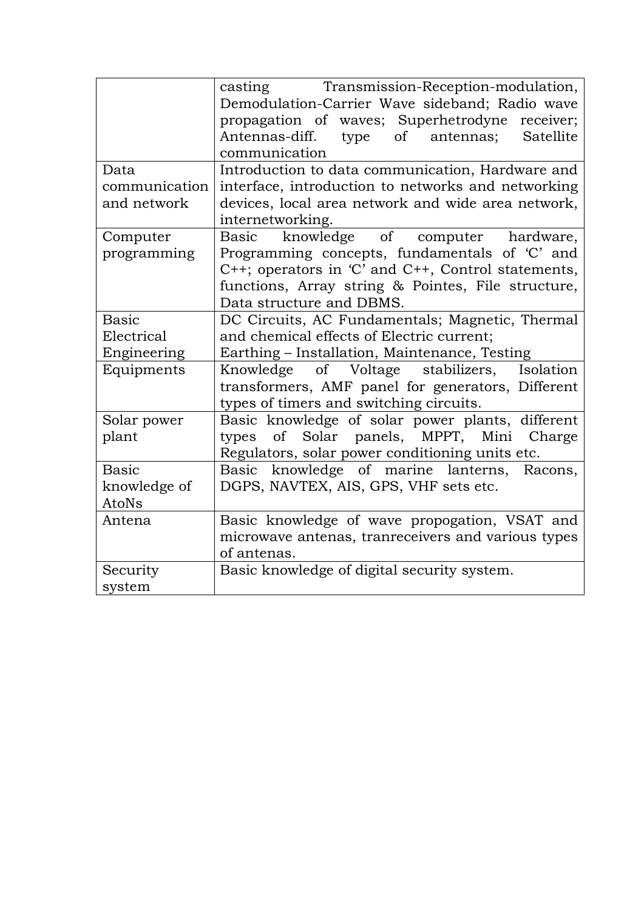| | |
|---|---|
| | casting Transmission-Reception-modulation, Demodulation-Carrier Wave sideband; Radio wave propagation of waves; Superhetrodyne receiver; Antennas-diff. type of antennas; Satellite communication |
| Data communication and network | Introduction to data communication, Hardware and interface, introduction to networks and networking devices, local area network and wide area network, internetworking. |
| Computer programming | Basic knowledge of computer hardware, Programming concepts, fundamentals of 'C' and C++; operators in 'C' and C++, Control statements, functions, Array string & Pointes, File structure, Data structure and DBMS. |
| Basic Electrical Engineering | DC Circuits, AC Fundamentals; Magnetic, Thermal and chemical effects of Electric current; Earthing – Installation, Maintenance, Testing |
| Equipments | Knowledge of Voltage stabilizers, Isolation transformers, AMF panel for generators, Different types of timers and switching circuits. |
| Solar power plant | Basic knowledge of solar power plants, different types of Solar panels, MPPT, Mini Charge Regulators, solar power conditioning units etc. |
| Basic knowledge of AtoNs | Basic knowledge of marine lanterns, Racons, DGPS, NAVTEX, AIS, GPS, VHF sets etc. |
| Antena | Basic knowledge of wave propogation, VSAT and microwave antenas, tranreceivers and various types of antenas. |
| Security system | Basic knowledge of digital security system. |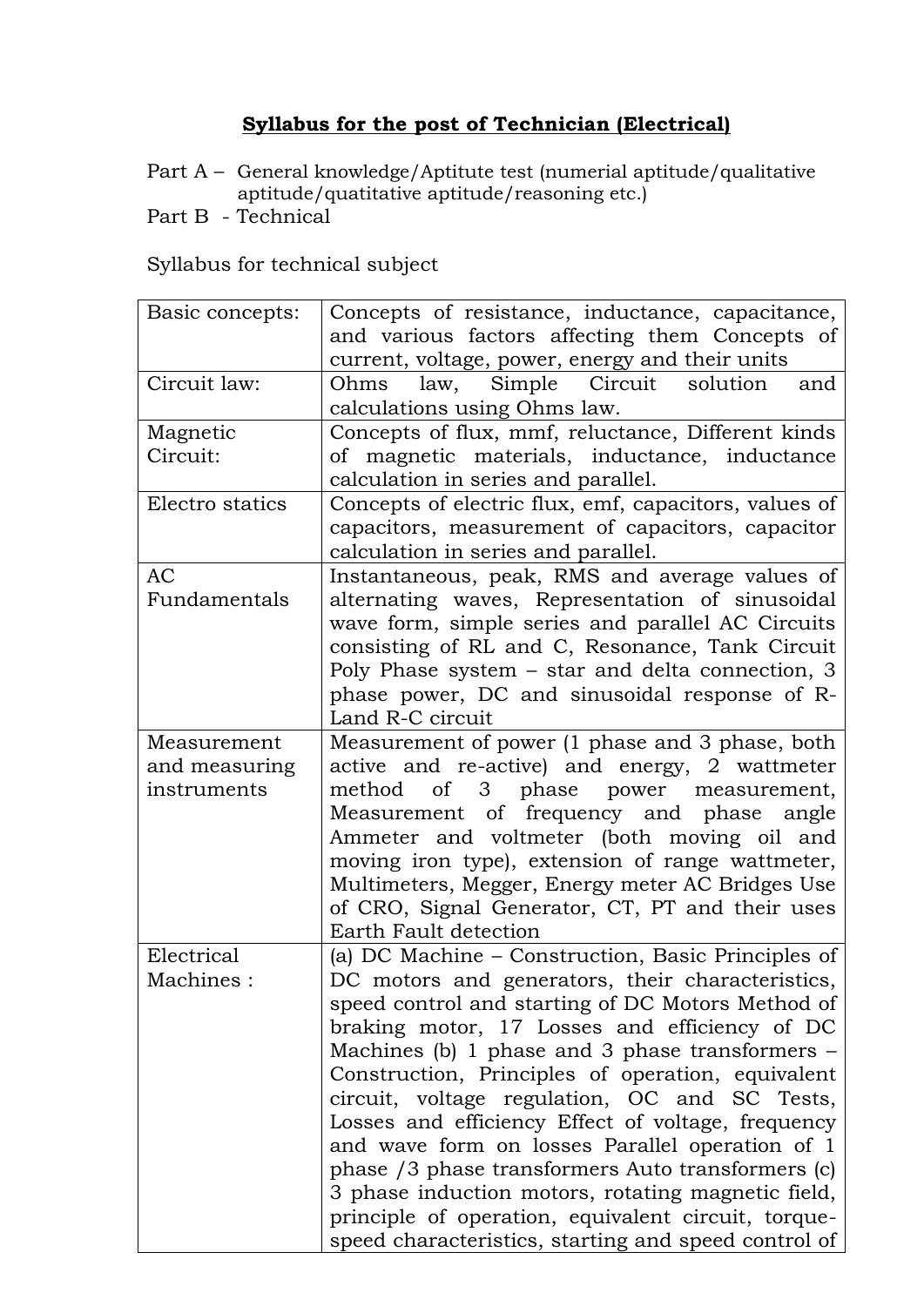## **Syllabus for the post of Technician (Electrical)**

Part A – General knowledge/Aptitute test (numerial aptitude/qualitative aptitude/quatitative aptitude/reasoning etc.)

Part B - Technical

Syllabus for technical subject

| | |
|---|---|
| Basic concepts: | Concepts of resistance, inductance, capacitance, and various factors affecting them Concepts of current, voltage, power, energy and their units |
| Circuit law: | Ohms law, Simple Circuit solution and calculations using Ohms law. |
| Magnetic Circuit: | Concepts of flux, mmf, reluctance, Different kinds of magnetic materials, inductance, inductance calculation in series and parallel. |
| Electro statics | Concepts of electric flux, emf, capacitors, values of capacitors, measurement of capacitors, capacitor calculation in series and parallel. |
| AC Fundamentals | Instantaneous, peak, RMS and average values of alternating waves, Representation of sinusoidal wave form, simple series and parallel AC Circuits consisting of RL and C, Resonance, Tank Circuit Poly Phase system – star and delta connection, 3 phase power, DC and sinusoidal response of R-Land R-C circuit |
| Measurement and measuring instruments | Measurement of power (1 phase and 3 phase, both active and re-active) and energy, 2 wattmeter method of 3 phase power measurement, Measurement of frequency and phase angle Ammeter and voltmeter (both moving oil and moving iron type), extension of range wattmeter, Multimeters, Megger, Energy meter AC Bridges Use of CRO, Signal Generator, CT, PT and their uses Earth Fault detection |
| Electrical Machines : | (a) DC Machine – Construction, Basic Principles of DC motors and generators, their characteristics, speed control and starting of DC Motors Method of braking motor, 17 Losses and efficiency of DC Machines (b) 1 phase and 3 phase transformers – Construction, Principles of operation, equivalent circuit, voltage regulation, OC and SC Tests, Losses and efficiency Effect of voltage, frequency and wave form on losses Parallel operation of 1 phase /3 phase transformers Auto transformers (c) 3 phase induction motors, rotating magnetic field, principle of operation, equivalent circuit, torque-speed characteristics, starting and speed control of |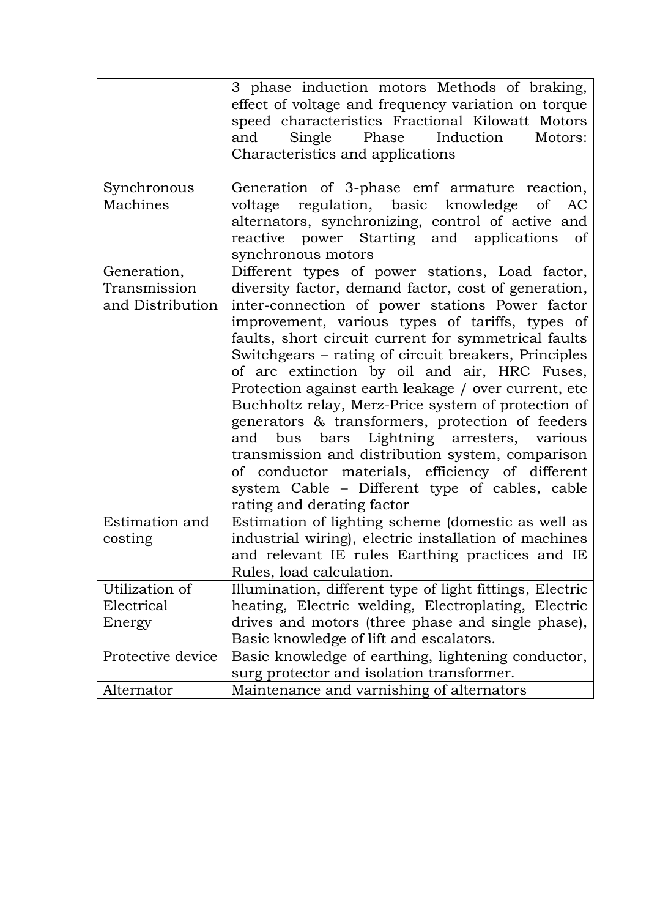| | |
|---|---|
| | 3 phase induction motors Methods of braking, effect of voltage and frequency variation on torque speed characteristics Fractional Kilowatt Motors and Single Phase Induction Motors: Characteristics and applications |
| Synchronous Machines | Generation of 3-phase emf armature reaction, voltage regulation, basic knowledge of AC alternators, synchronizing, control of active and reactive power Starting and applications of synchronous motors |
| Generation, Transmission and Distribution | Different types of power stations, Load factor, diversity factor, demand factor, cost of generation, inter-connection of power stations Power factor improvement, various types of tariffs, types of faults, short circuit current for symmetrical faults Switchgears – rating of circuit breakers, Principles of arc extinction by oil and air, HRC Fuses, Protection against earth leakage / over current, etc Buchholtz relay, Merz-Price system of protection of generators & transformers, protection of feeders and bus bars Lightning arresters, various transmission and distribution system, comparison of conductor materials, efficiency of different system Cable – Different type of cables, cable rating and derating factor |
| Estimation and costing | Estimation of lighting scheme (domestic as well as industrial wiring), electric installation of machines and relevant IE rules Earthing practices and IE Rules, load calculation. |
| Utilization of Electrical Energy | Illumination, different type of light fittings, Electric heating, Electric welding, Electroplating, Electric drives and motors (three phase and single phase), Basic knowledge of lift and escalators. |
| Protective device | Basic knowledge of earthing, lightening conductor, surg protector and isolation transformer. |
| Alternator | Maintenance and varnishing of alternators |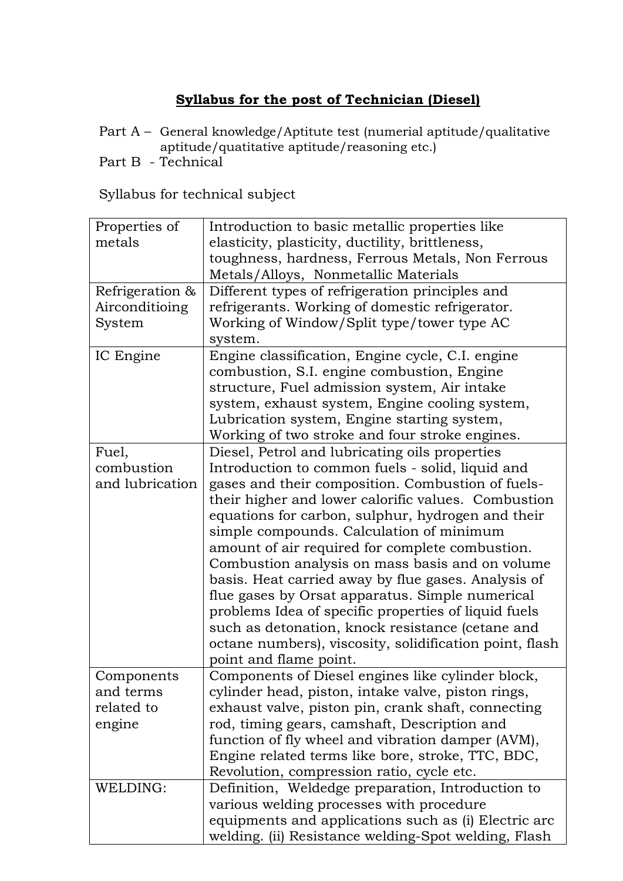## **Syllabus for the post of Technician (Diesel)**

Part A – General knowledge/Aptitute test (numerial aptitude/qualitative aptitude/quatitative aptitude/reasoning etc.)

Part B - Technical

Syllabus for technical subject

| | |
|---|---|
| Properties of metals | Introduction to basic metallic properties like elasticity, plasticity, ductility, brittleness, toughness, hardness, Ferrous Metals, Non Ferrous Metals/Alloys, Nonmetallic Materials |
| Refrigeration & Airconditioing System | Different types of refrigeration principles and refrigerants. Working of domestic refrigerator. Working of Window/Split type/tower type AC system. |
| IC Engine | Engine classification, Engine cycle, C.I. engine combustion, S.I. engine combustion, Engine structure, Fuel admission system, Air intake system, exhaust system, Engine cooling system, Lubrication system, Engine starting system, Working of two stroke and four stroke engines. |
| Fuel, combustion and lubrication | Diesel, Petrol and lubricating oils properties Introduction to common fuels - solid, liquid and gases and their composition. Combustion of fuels- their higher and lower calorific values. Combustion equations for carbon, sulphur, hydrogen and their simple compounds. Calculation of minimum amount of air required for complete combustion. Combustion analysis on mass basis and on volume basis. Heat carried away by flue gases. Analysis of flue gases by Orsat apparatus. Simple numerical problems Idea of specific properties of liquid fuels such as detonation, knock resistance (cetane and octane numbers), viscosity, solidification point, flash point and flame point. |
| Components and terms related to engine | Components of Diesel engines like cylinder block, cylinder head, piston, intake valve, piston rings, exhaust valve, piston pin, crank shaft, connecting rod, timing gears, camshaft, Description and function of fly wheel and vibration damper (AVM), Engine related terms like bore, stroke, TTC, BDC, Revolution, compression ratio, cycle etc. |
| WELDING: | Definition, Weldedge preparation, Introduction to various welding processes with procedure equipments and applications such as (i) Electric arc welding. (ii) Resistance welding-Spot welding, Flash |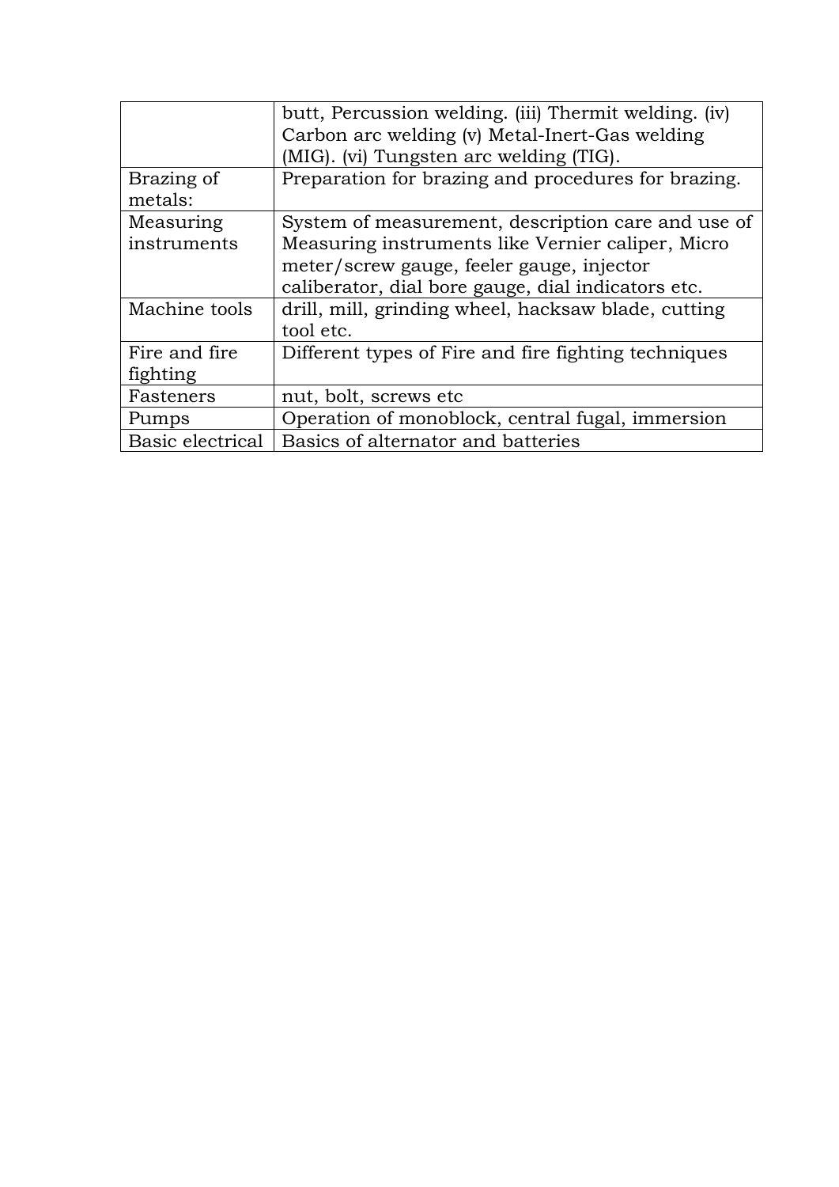| | |
|---|---|
| | butt, Percussion welding. (iii) Thermit welding. (iv) Carbon arc welding (v) Metal-Inert-Gas welding (MIG). (vi) Tungsten arc welding (TIG). |
| Brazing of metals: | Preparation for brazing and procedures for brazing. |
| Measuring instruments | System of measurement, description care and use of Measuring instruments like Vernier caliper, Micro meter/screw gauge, feeler gauge, injector caliberator, dial bore gauge, dial indicators etc. |
| Machine tools | drill, mill, grinding wheel, hacksaw blade, cutting tool etc. |
| Fire and fire fighting | Different types of Fire and fire fighting techniques |
| Fasteners | nut, bolt, screws etc |
| Pumps | Operation of monoblock, central fugal, immersion |
| Basic electrical | Basics of alternator and batteries |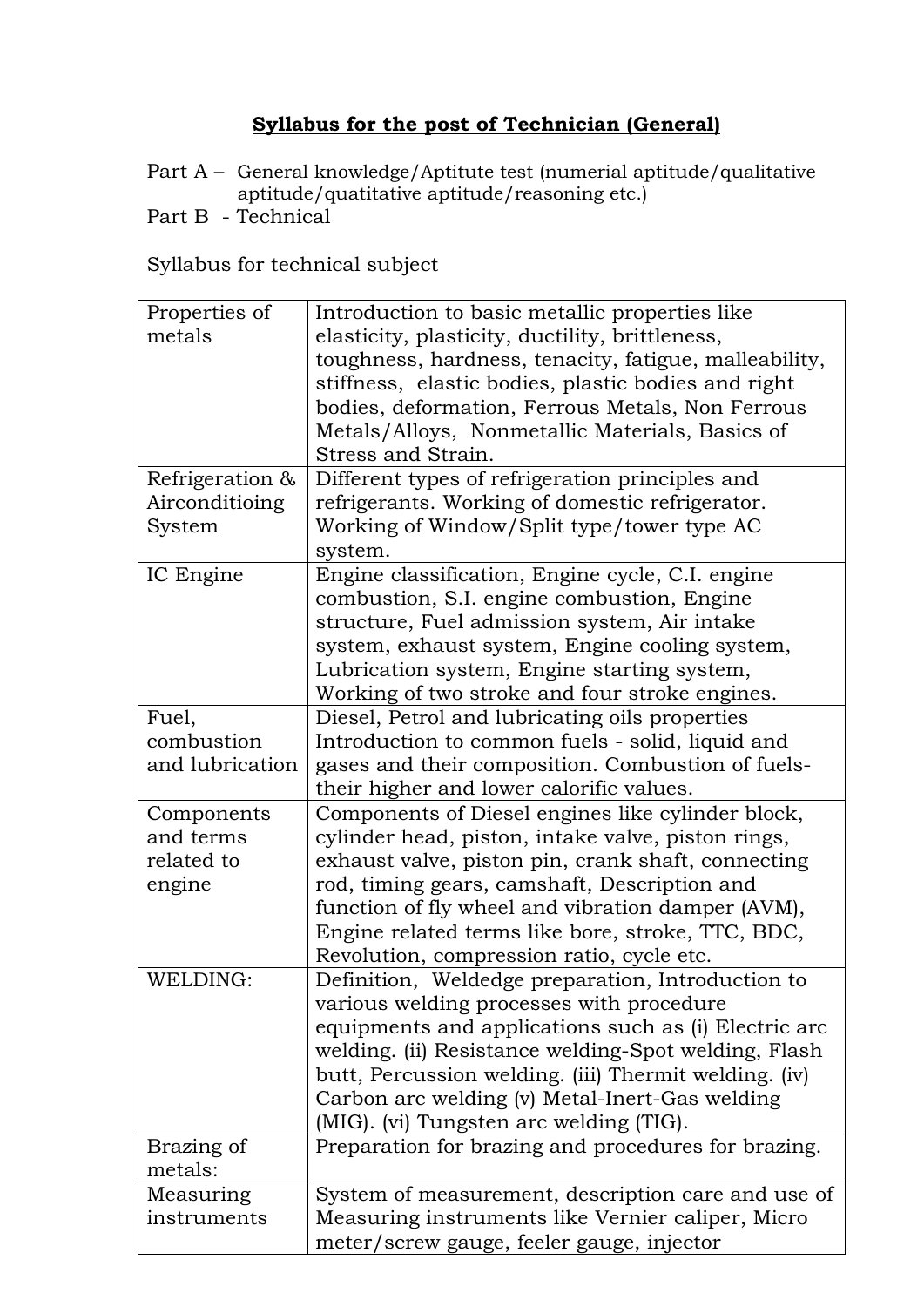## **Syllabus for the post of Technician (General)**

Part A – General knowledge/Aptitute test (numerial aptitude/qualitative aptitude/quatitative aptitude/reasoning etc.)

Part B - Technical

Syllabus for technical subject

| | |
|---|---|
| Properties of metals | Introduction to basic metallic properties like elasticity, plasticity, ductility, brittleness, toughness, hardness, tenacity, fatigue, malleability, stiffness, elastic bodies, plastic bodies and right bodies, deformation, Ferrous Metals, Non Ferrous Metals/Alloys, Nonmetallic Materials, Basics of Stress and Strain. |
| Refrigeration & Airconditioing System | Different types of refrigeration principles and refrigerants. Working of domestic refrigerator. Working of Window/Split type/tower type AC system. |
| IC Engine | Engine classification, Engine cycle, C.I. engine combustion, S.I. engine combustion, Engine structure, Fuel admission system, Air intake system, exhaust system, Engine cooling system, Lubrication system, Engine starting system, Working of two stroke and four stroke engines. |
| Fuel, combustion and lubrication | Diesel, Petrol and lubricating oils properties Introduction to common fuels - solid, liquid and gases and their composition. Combustion of fuels-their higher and lower calorific values. |
| Components and terms related to engine | Components of Diesel engines like cylinder block, cylinder head, piston, intake valve, piston rings, exhaust valve, piston pin, crank shaft, connecting rod, timing gears, camshaft, Description and function of fly wheel and vibration damper (AVM), Engine related terms like bore, stroke, TTC, BDC, Revolution, compression ratio, cycle etc. |
| WELDING: | Definition, Weldedge preparation, Introduction to various welding processes with procedure equipments and applications such as (i) Electric arc welding. (ii) Resistance welding-Spot welding, Flash butt, Percussion welding. (iii) Thermit welding. (iv) Carbon arc welding (v) Metal-Inert-Gas welding (MIG). (vi) Tungsten arc welding (TIG). |
| Brazing of metals: | Preparation for brazing and procedures for brazing. |
| Measuring instruments | System of measurement, description care and use of Measuring instruments like Vernier caliper, Micro meter/screw gauge, feeler gauge, injector |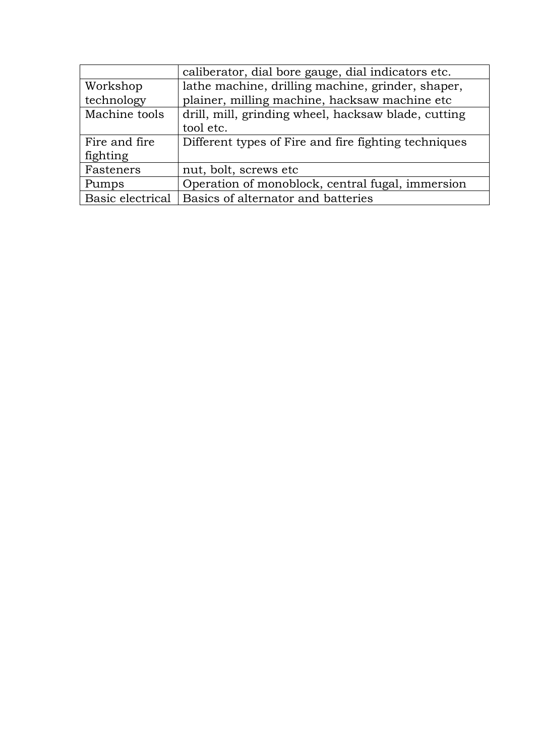| | |
|---|---|
| | caliberator, dial bore gauge, dial indicators etc. |
| Workshop technology | lathe machine, drilling machine, grinder, shaper, plainer, milling machine, hacksaw machine etc |
| Machine tools | drill, mill, grinding wheel, hacksaw blade, cutting tool etc. |
| Fire and fire fighting | Different types of Fire and fire fighting techniques |
| Fasteners | nut, bolt, screws etc |
| Pumps | Operation of monoblock, central fugal, immersion |
| Basic electrical | Basics of alternator and batteries |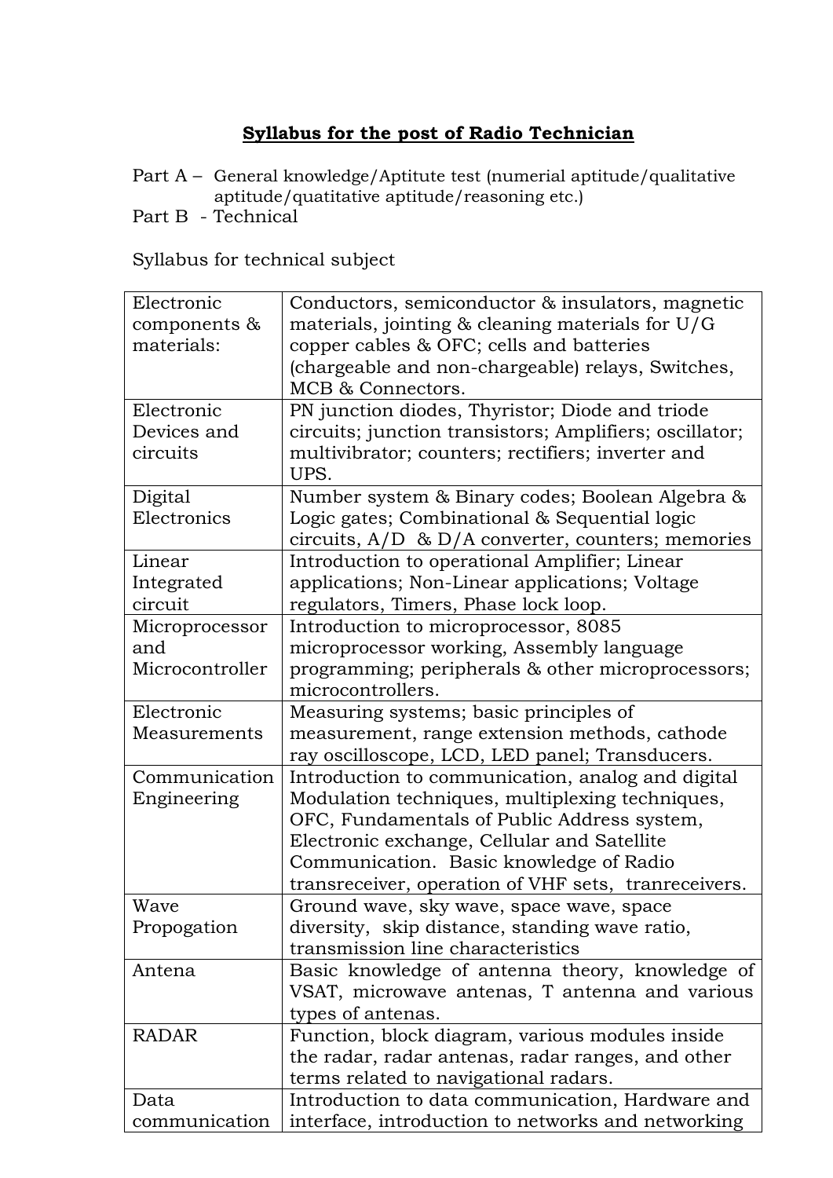# **Syllabus for the post of Radio Technician**

Part A – General knowledge/Aptitute test (numerial aptitude/qualitative aptitude/quatitative aptitude/reasoning etc.)

Part B - Technical

Syllabus for technical subject

| Electronic components & materials: | Conductors, semiconductor & insulators, magnetic materials, jointing & cleaning materials for U/G copper cables & OFC; cells and batteries (chargeable and non-chargeable) relays, Switches, MCB & Connectors. |
|---|---|
| Electronic Devices and circuits | PN junction diodes, Thyristor; Diode and triode circuits; junction transistors; Amplifiers; oscillator; multivibrator; counters; rectifiers; inverter and UPS. |
| Digital Electronics | Number system & Binary codes; Boolean Algebra & Logic gates; Combinational & Sequential logic circuits, A/D & D/A converter, counters; memories |
| Linear Integrated circuit | Introduction to operational Amplifier; Linear applications; Non-Linear applications; Voltage regulators, Timers, Phase lock loop. |
| Microprocessor and Microcontroller | Introduction to microprocessor, 8085 microprocessor working, Assembly language programming; peripherals & other microprocessors; microcontrollers. |
| Electronic Measurements | Measuring systems; basic principles of measurement, range extension methods, cathode ray oscilloscope, LCD, LED panel; Transducers. |
| Communication Engineering | Introduction to communication, analog and digital Modulation techniques, multiplexing techniques, OFC, Fundamentals of Public Address system, Electronic exchange, Cellular and Satellite Communication. Basic knowledge of Radio transreceiver, operation of VHF sets, tranreceivers. |
| Wave Propogation | Ground wave, sky wave, space wave, space diversity, skip distance, standing wave ratio, transmission line characteristics |
| Antena | Basic knowledge of antenna theory, knowledge of VSAT, microwave antenas, T antenna and various types of antenas. |
| RADAR | Function, block diagram, various modules inside the radar, radar antenas, radar ranges, and other terms related to navigational radars. |
| Data communication | Introduction to data communication, Hardware and interface, introduction to networks and networking |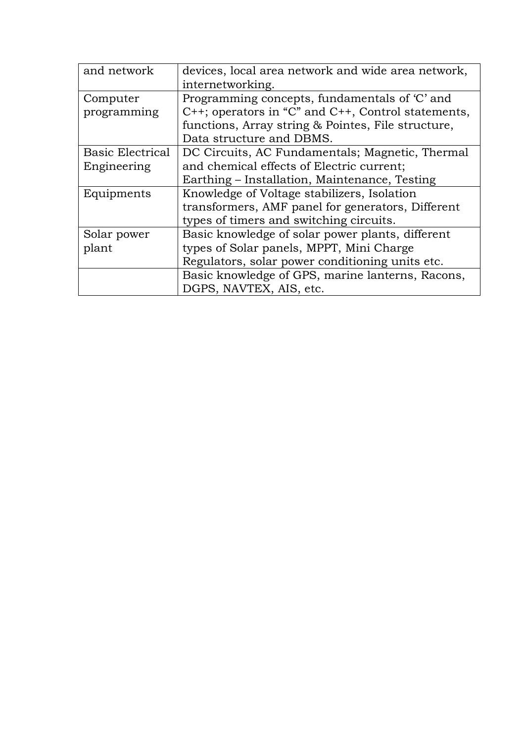| | |
|---|---|
| and network | devices, local area network and wide area network, internetworking. |
| Computer programming | Programming concepts, fundamentals of 'C' and C++; operators in "C" and C++, Control statements, functions, Array string & Pointes, File structure, Data structure and DBMS. |
| Basic Electrical Engineering | DC Circuits, AC Fundamentals; Magnetic, Thermal and chemical effects of Electric current; Earthing – Installation, Maintenance, Testing |
| Equipments | Knowledge of Voltage stabilizers, Isolation transformers, AMF panel for generators, Different types of timers and switching circuits. |
| Solar power plant | Basic knowledge of solar power plants, different types of Solar panels, MPPT, Mini Charge Regulators, solar power conditioning units etc. |
| | Basic knowledge of GPS, marine lanterns, Racons, DGPS, NAVTEX, AIS, etc. |